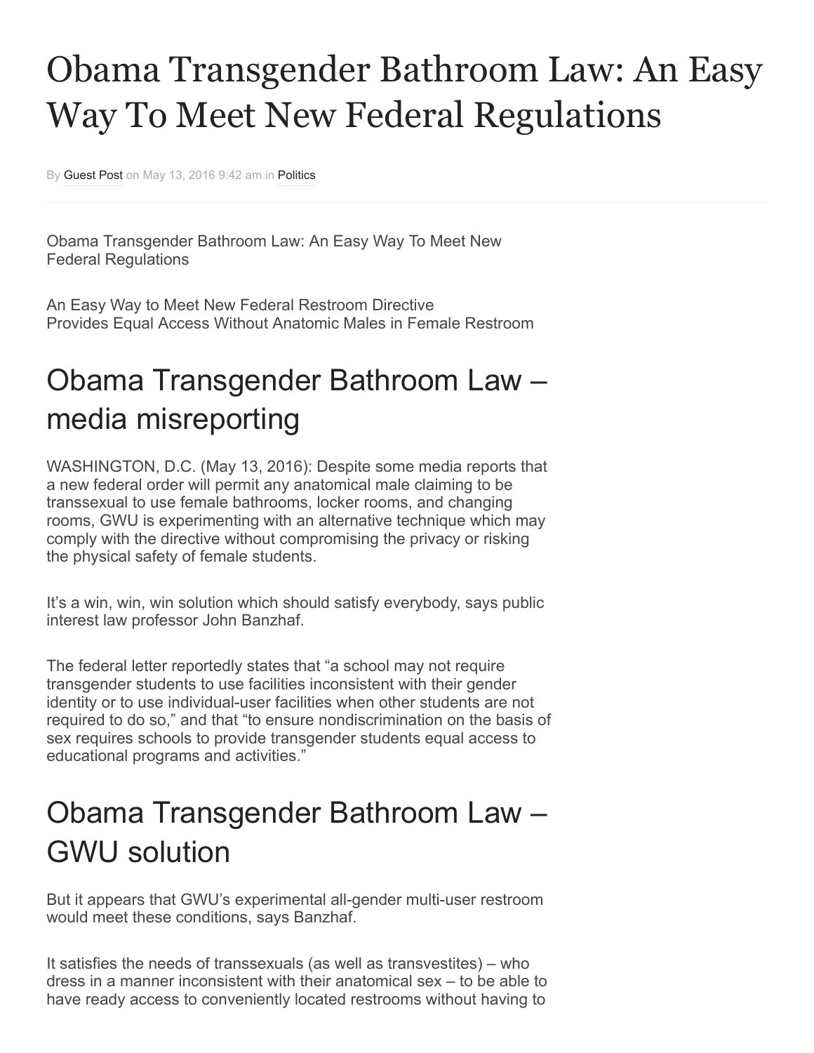# Obama Transgender Bathroom Law: An Easy Way To Meet New Federal Regulations

By Guest Post on May 13, 2016 9:42 am in Politics

Obama Transgender Bathroom Law: An Easy Way To Meet New Federal Regulations

An Easy Way to Meet New Federal Restroom Directive
Provides Equal Access Without Anatomic Males in Female Restroom

## Obama Transgender Bathroom Law – media misreporting

WASHINGTON, D.C. (May 13, 2016): Despite some media reports that a new federal order will permit any anatomical male claiming to be transsexual to use female bathrooms, locker rooms, and changing rooms, GWU is experimenting with an alternative technique which may comply with the directive without compromising the privacy or risking the physical safety of female students.

It's a win, win, win solution which should satisfy everybody, says public interest law professor John Banzhaf.

The federal letter reportedly states that "a school may not require transgender students to use facilities inconsistent with their gender identity or to use individual-user facilities when other students are not required to do so," and that "to ensure nondiscrimination on the basis of sex requires schools to provide transgender students equal access to educational programs and activities."

## Obama Transgender Bathroom Law – GWU solution

But it appears that GWU's experimental all-gender multi-user restroom would meet these conditions, says Banzhaf.

It satisfies the needs of transsexuals (as well as transvestites) – who dress in a manner inconsistent with their anatomical sex – to be able to have ready access to conveniently located restrooms without having to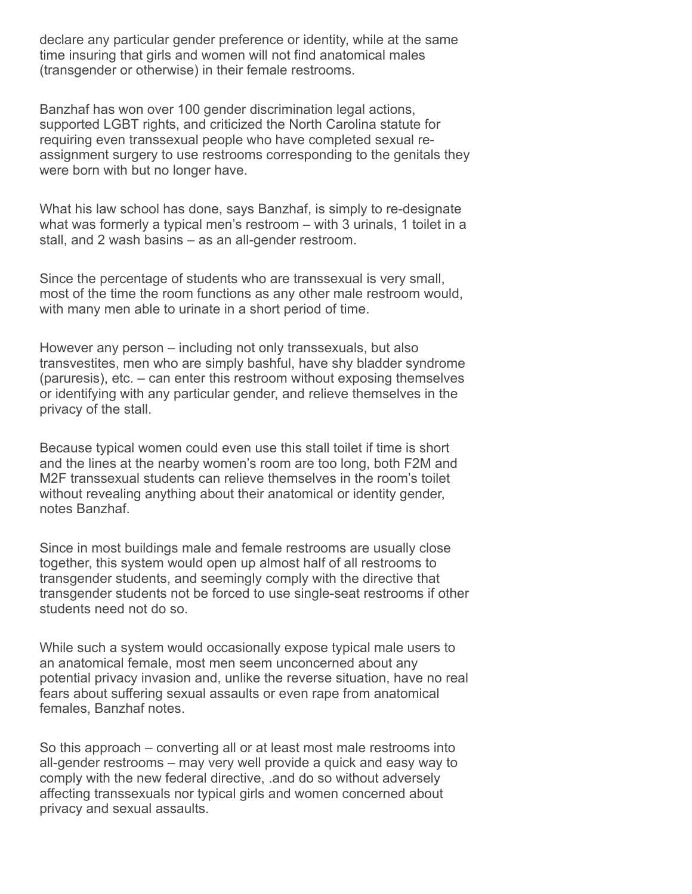declare any particular gender preference or identity, while at the same time insuring that girls and women will not find anatomical males (transgender or otherwise) in their female restrooms.

Banzhaf has won over 100 gender discrimination legal actions, supported LGBT rights, and criticized the North Carolina statute for requiring even transsexual people who have completed sexual re-assignment surgery to use restrooms corresponding to the genitals they were born with but no longer have.

What his law school has done, says Banzhaf, is simply to re-designate what was formerly a typical men's restroom – with 3 urinals, 1 toilet in a stall, and 2 wash basins – as an all-gender restroom.

Since the percentage of students who are transsexual is very small, most of the time the room functions as any other male restroom would, with many men able to urinate in a short period of time.

However any person – including not only transsexuals, but also transvestites, men who are simply bashful, have shy bladder syndrome (paruresis), etc. – can enter this restroom without exposing themselves or identifying with any particular gender, and relieve themselves in the privacy of the stall.

Because typical women could even use this stall toilet if time is short and the lines at the nearby women's room are too long, both F2M and M2F transsexual students can relieve themselves in the room's toilet without revealing anything about their anatomical or identity gender, notes Banzhaf.

Since in most buildings male and female restrooms are usually close together, this system would open up almost half of all restrooms to transgender students, and seemingly comply with the directive that transgender students not be forced to use single-seat restrooms if other students need not do so.

While such a system would occasionally expose typical male users to an anatomical female, most men seem unconcerned about any potential privacy invasion and, unlike the reverse situation, have no real fears about suffering sexual assaults or even rape from anatomical females, Banzhaf notes.

So this approach – converting all or at least most male restrooms into all-gender restrooms – may very well provide a quick and easy way to comply with the new federal directive, .and do so without adversely affecting transsexuals nor typical girls and women concerned about privacy and sexual assaults.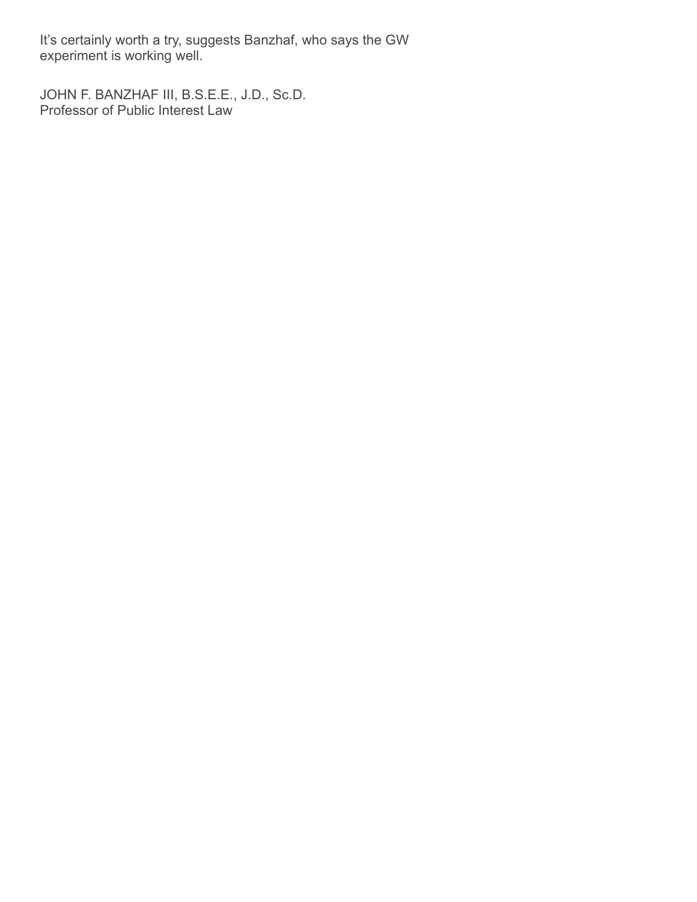It's certainly worth a try, suggests Banzhaf, who says the GW experiment is working well.

JOHN F. BANZHAF III, B.S.E.E., J.D., Sc.D.
Professor of Public Interest Law